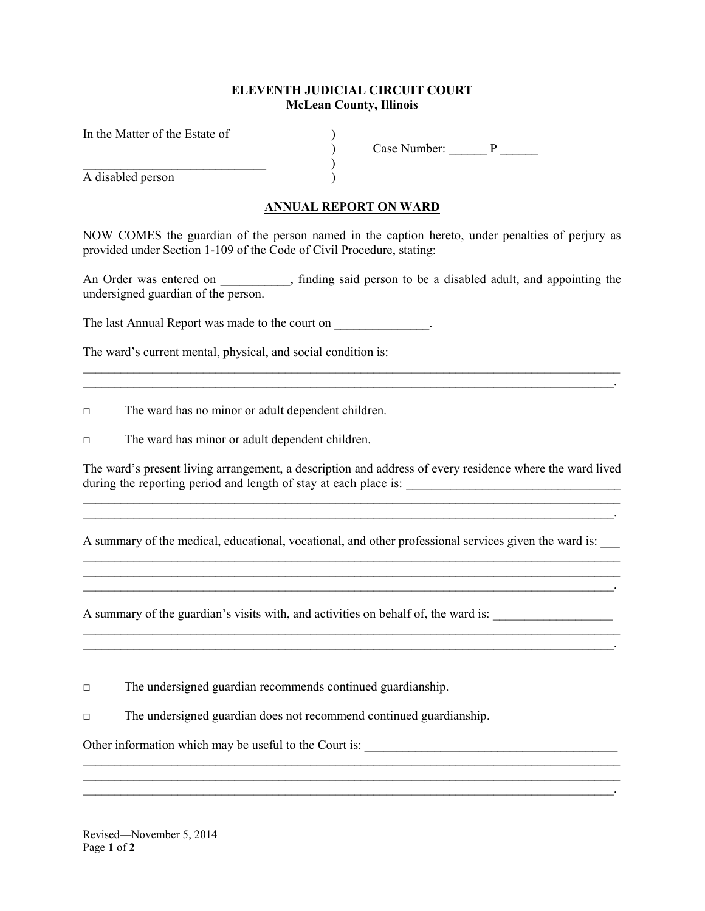**ELEVENTH JUDICIAL CIRCUIT COURT**
**McLean County, Illinois**

In the Matter of the Estate of )
) Case Number: ______ P ______
_____________________________ )
A disabled person )

**ANNUAL REPORT ON WARD**

NOW COMES the guardian of the person named in the caption hereto, under penalties of perjury as provided under Section 1-109 of the Code of Civil Procedure, stating:

An Order was entered on ___________, finding said person to be a disabled adult, and appointing the undersigned guardian of the person.

The last Annual Report was made to the court on _______________.

The ward's current mental, physical, and social condition is:
_____________________________________________________________________________________
____________________________________________________________________________________.

□ The ward has no minor or adult dependent children.

□ The ward has minor or adult dependent children.

The ward's present living arrangement, a description and address of every residence where the ward lived during the reporting period and length of stay at each place is: __________________________________
_____________________________________________________________________________________
____________________________________________________________________________________.

A summary of the medical, educational, vocational, and other professional services given the ward is: ___
_____________________________________________________________________________________
_____________________________________________________________________________________
____________________________________________________________________________________.

A summary of the guardian's visits with, and activities on behalf of, the ward is: ___________________
_____________________________________________________________________________________
____________________________________________________________________________________.

□ The undersigned guardian recommends continued guardianship.

□ The undersigned guardian does not recommend continued guardianship.

Other information which may be useful to the Court is: ________________________________________
_____________________________________________________________________________________
_____________________________________________________________________________________
____________________________________________________________________________________.

Revised—November 5, 2014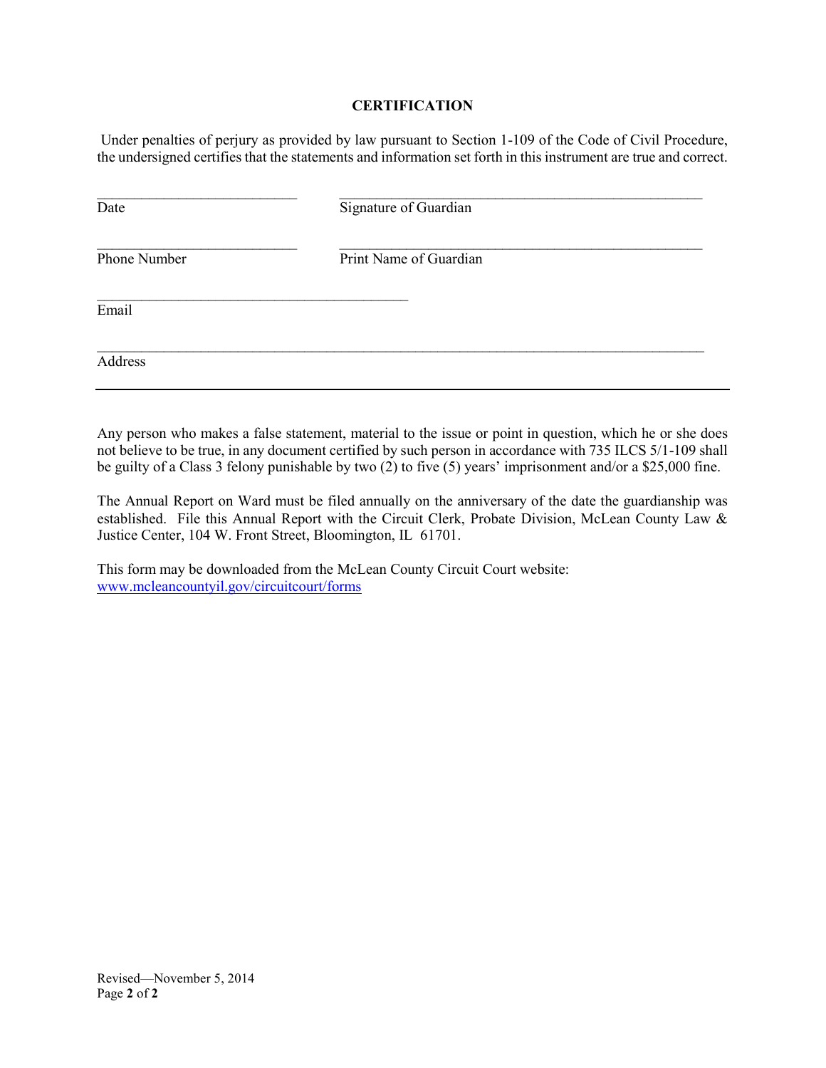## CERTIFICATION

Under penalties of perjury as provided by law pursuant to Section 1-109 of the Code of Civil Procedure, the undersigned certifies that the statements and information set forth in this instrument are true and correct.

____________________________ ____________________________________________________
Date Signature of Guardian

____________________________ ____________________________________________________
Phone Number Print Name of Guardian

____________________________________________
Email

_____________________________________________________________________________________
Address

---

Any person who makes a false statement, material to the issue or point in question, which he or she does not believe to be true, in any document certified by such person in accordance with 735 ILCS 5/1-109 shall be guilty of a Class 3 felony punishable by two (2) to five (5) years' imprisonment and/or a $25,000 fine.

The Annual Report on Ward must be filed annually on the anniversary of the date the guardianship was established. File this Annual Report with the Circuit Clerk, Probate Division, McLean County Law & Justice Center, 104 W. Front Street, Bloomington, IL 61701.

This form may be downloaded from the McLean County Circuit Court website:
www.mcleancountyil.gov/circuitcourt/forms

Revised—November 5, 2014